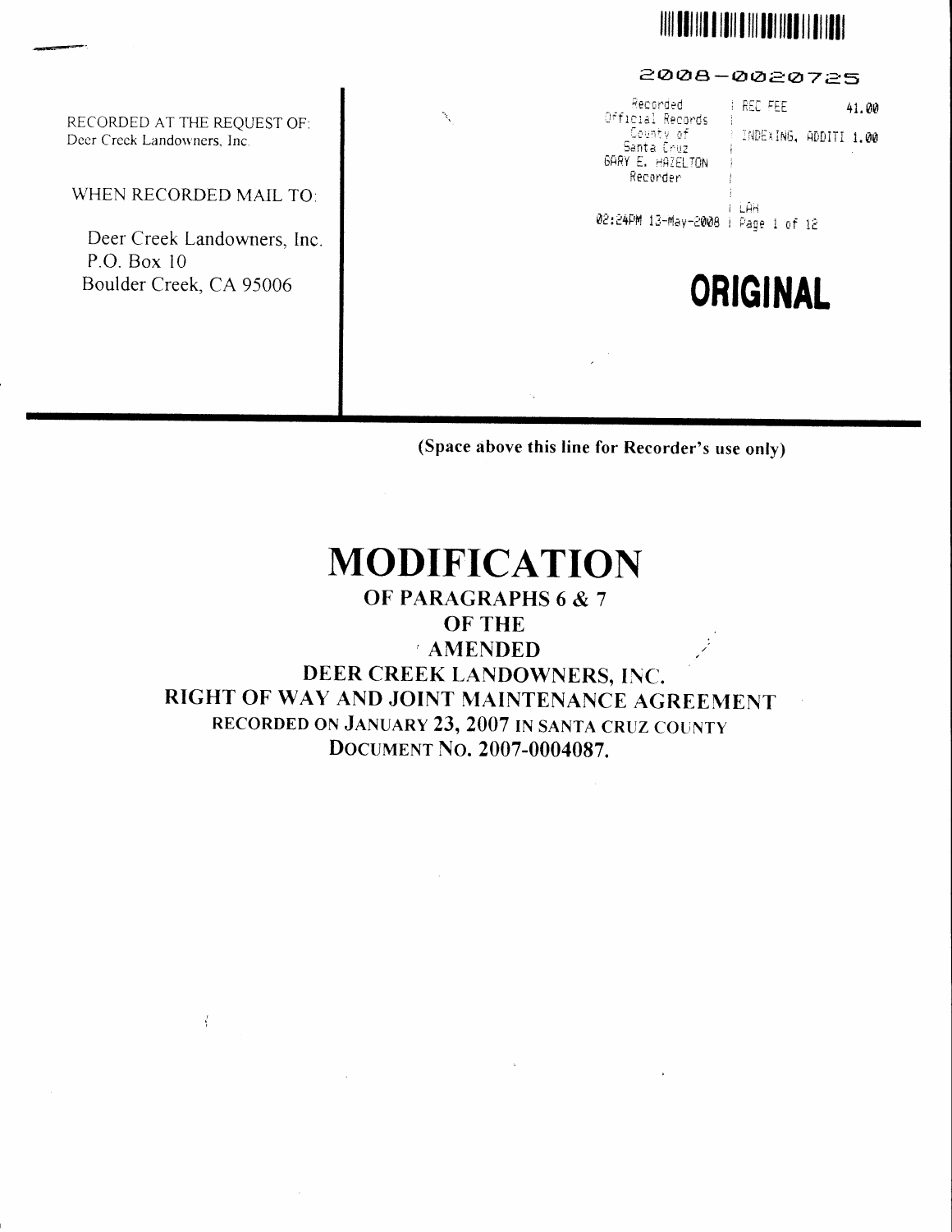2008-0020725

Recorded Official Records County of Santa Cruz GARY E. HAZELTON Recorder

REC FEE 41.00

INDEXING, ADDITI 1.00

LAH

02:24PM 13-May-2008 | Page 1 of 12

**ORIGINAL**

RECORDED AT THE REQUEST OF:
Deer Creek Landowners, Inc.

WHEN RECORDED MAIL TO:

Deer Creek Landowners, Inc.
P.O. Box 10
Boulder Creek, CA 95006

**(Space above this line for Recorder's use only)**

# MODIFICATION

## OF PARAGRAPHS 6 & 7 OF THE AMENDED DEER CREEK LANDOWNERS, INC. RIGHT OF WAY AND JOINT MAINTENANCE AGREEMENT RECORDED ON JANUARY 23, 2007 IN SANTA CRUZ COUNTY DOCUMENT NO. 2007-0004087.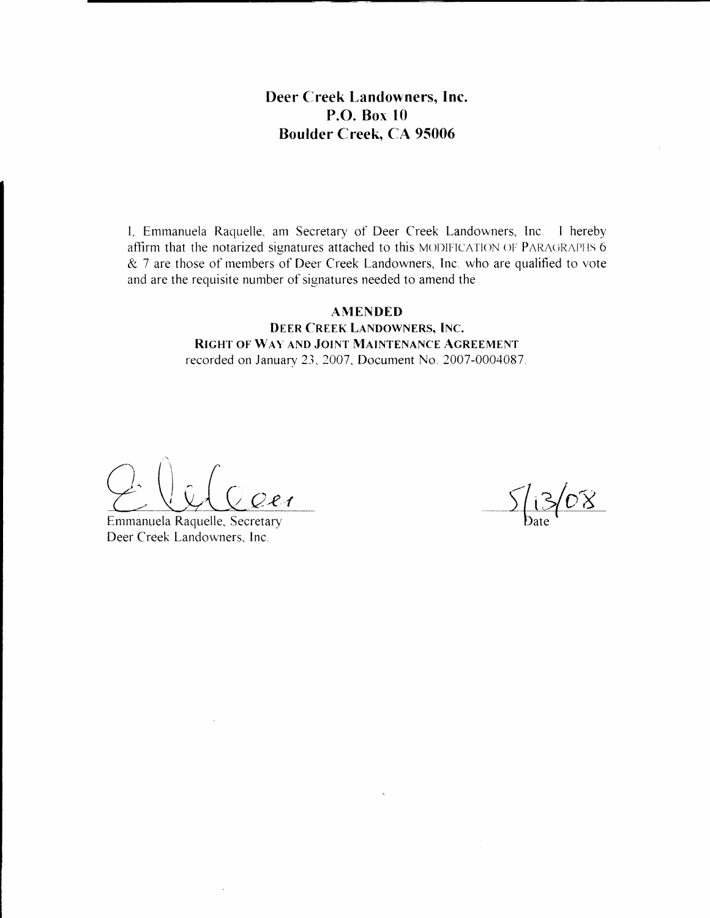**Deer Creek Landowners, Inc.**
**P.O. Box 10**
**Boulder Creek, CA 95006**

I, Emmanuela Raquelle, am Secretary of Deer Creek Landowners, Inc. I hereby affirm that the notarized signatures attached to this MODIFICATION OF PARAGRAPHS 6 & 7 are those of members of Deer Creek Landowners, Inc. who are qualified to vote and are the requisite number of signatures needed to amend the

**AMENDED**
**DEER CREEK LANDOWNERS, INC.**
**RIGHT OF WAY AND JOINT MAINTENANCE AGREEMENT**
recorded on January 23, 2007, Document No. 2007-0004087.

Emmanuela Raquelle, Secretary
Deer Creek Landowners, Inc.

5/13/08
Date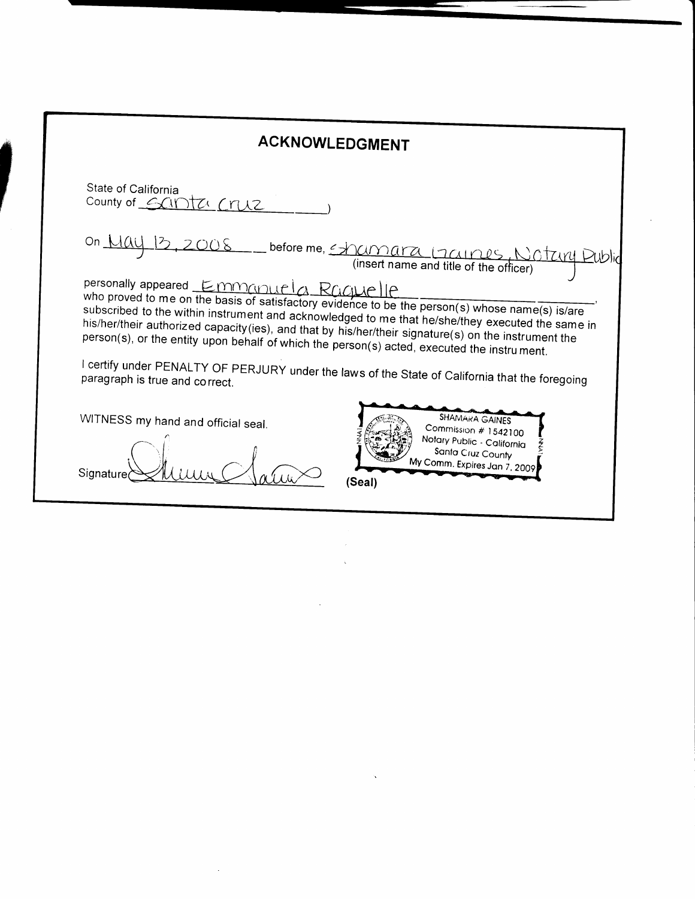# ACKNOWLEDGMENT

State of California
County of Santa Cruz )

On May 13, 2008 before me, Shamara Gaines, Notary Public
(insert name and title of the officer)

personally appeared Emmanuela Raquelle
who proved to me on the basis of satisfactory evidence to be the person(s) whose name(s) is/are subscribed to the within instrument and acknowledged to me that he/she/they executed the same in his/her/their authorized capacity(ies), and that by his/her/their signature(s) on the instrument the person(s), or the entity upon behalf of which the person(s) acted, executed the instrument.

I certify under PENALTY OF PERJURY under the laws of the State of California that the foregoing paragraph is true and correct.

WITNESS my hand and official seal.

Signature Shamara Gaines

SHAMARA GAINES
Commission # 1542100
Notary Public - California
Santa Cruz County
My Comm. Expires Jan 7, 2009

(Seal)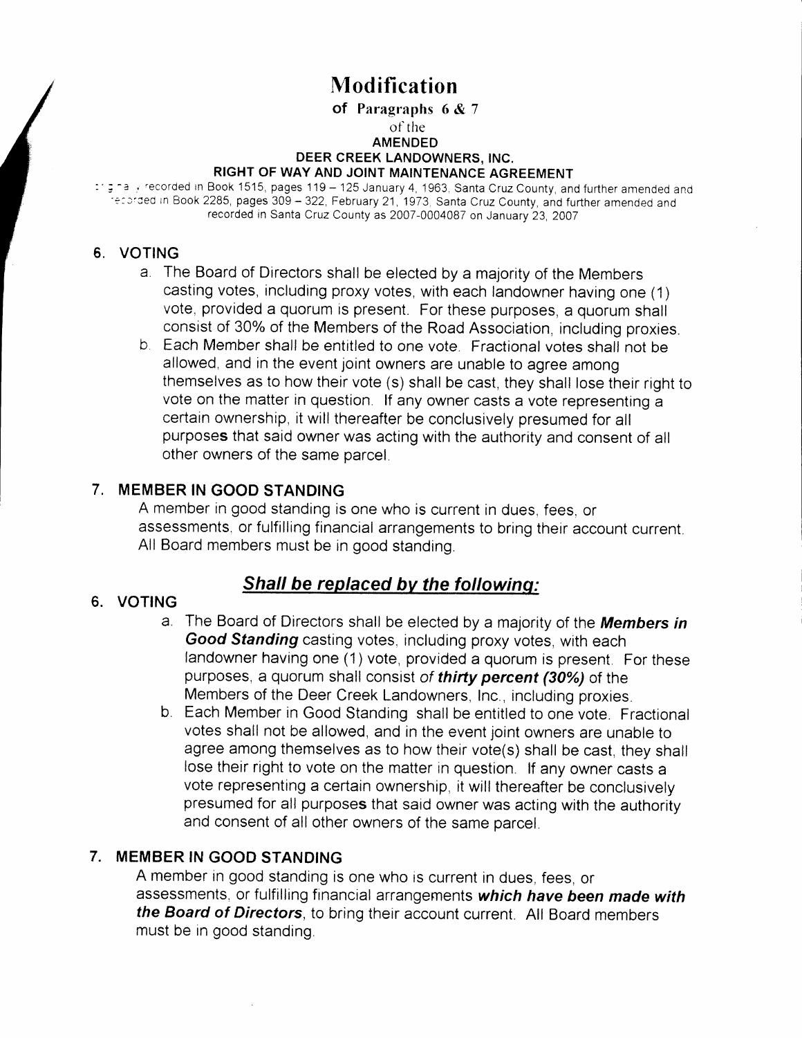# Modification

**of Paragraphs 6 & 7**

of the

**AMENDED**

**DEER CREEK LANDOWNERS, INC.**

**RIGHT OF WAY AND JOINT MAINTENANCE AGREEMENT**

Originally recorded in Book 1515, pages 119 – 125 January 4, 1963, Santa Cruz County, and further amended and recorded in Book 2285, pages 309 – 322, February 21, 1973, Santa Cruz County, and further amended and recorded in Santa Cruz County as 2007-0004087 on January 23, 2007

## 6. VOTING

a. The Board of Directors shall be elected by a majority of the Members casting votes, including proxy votes, with each landowner having one (1) vote, provided a quorum is present. For these purposes, a quorum shall consist of 30% of the Members of the Road Association, including proxies.

b. Each Member shall be entitled to one vote. Fractional votes shall not be allowed, and in the event joint owners are unable to agree among themselves as to how their vote (s) shall be cast, they shall lose their right to vote on the matter in question. If any owner casts a vote representing a certain ownership, it will thereafter be conclusively presumed for all purposes that said owner was acting with the authority and consent of all other owners of the same parcel.

## 7. MEMBER IN GOOD STANDING

A member in good standing is one who is current in dues, fees, or assessments, or fulfilling financial arrangements to bring their account current. All Board members must be in good standing.

## ***Shall be replaced by the following:***

## 6. VOTING

a. The Board of Directors shall be elected by a majority of the ***Members in Good Standing*** casting votes, including proxy votes, with each landowner having one (1) vote, provided a quorum is present. For these purposes, a quorum shall consist *of **thirty percent (30%)*** of the Members of the Deer Creek Landowners, Inc., including proxies.

b. Each Member in Good Standing shall be entitled to one vote. Fractional votes shall not be allowed, and in the event joint owners are unable to agree among themselves as to how their vote(s) shall be cast, they shall lose their right to vote on the matter in question. If any owner casts a vote representing a certain ownership, it will thereafter be conclusively presumed for all purposes that said owner was acting with the authority and consent of all other owners of the same parcel.

## 7. MEMBER IN GOOD STANDING

A member in good standing is one who is current in dues, fees, or assessments, or fulfilling financial arrangements ***which have been made with the Board of Directors***, to bring their account current. All Board members must be in good standing.